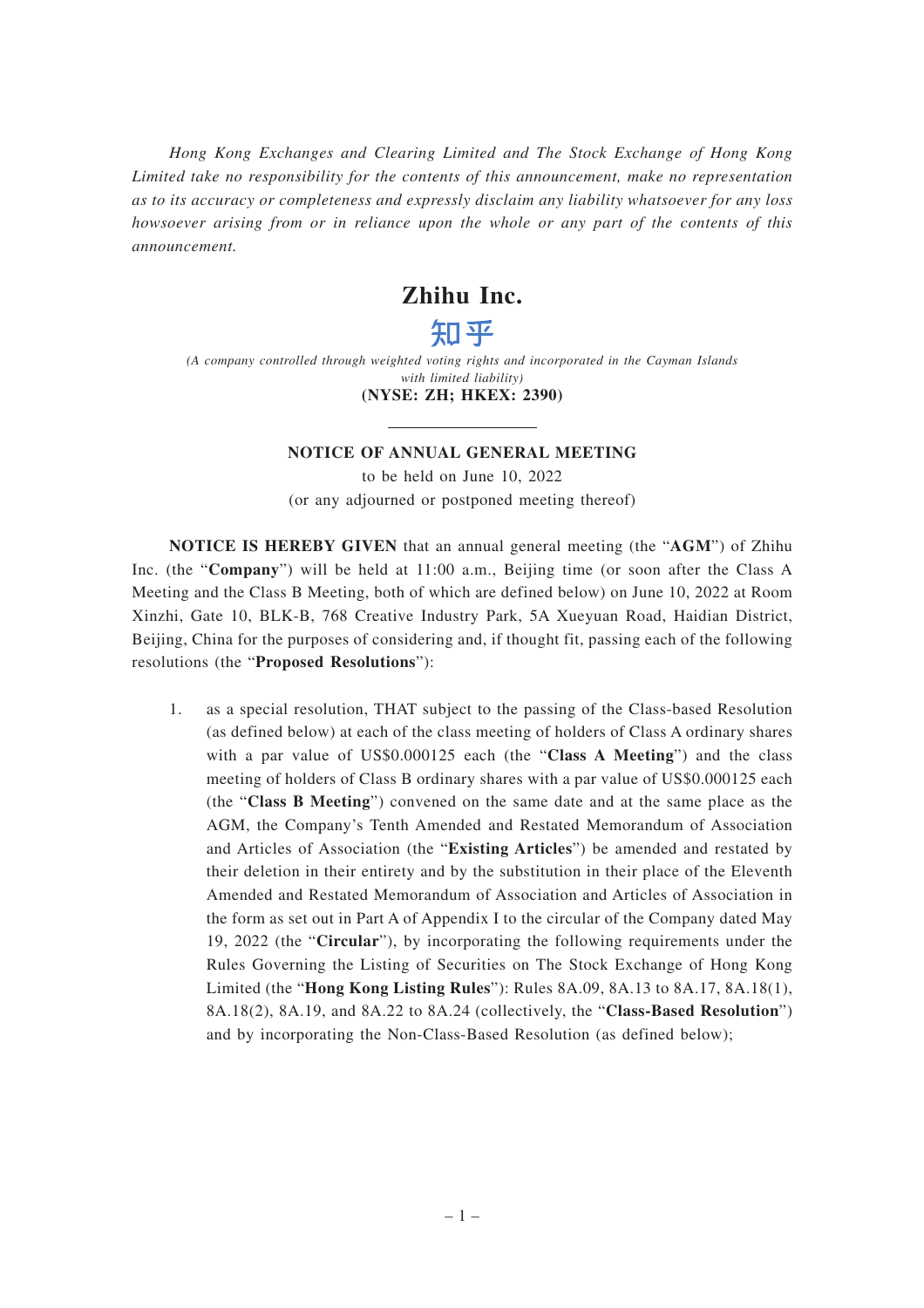*Hong Kong Exchanges and Clearing Limited and The Stock Exchange of Hong Kong Limited take no responsibility for the contents of this announcement, make no representation as to its accuracy or completeness and expressly disclaim any liability whatsoever for any loss howsoever arising from or in reliance upon the whole or any part of the contents of this announcement.*

# Zhihu Inc.

# 知乎

*(A company controlled through weighted voting rights and incorporated in the Cayman Islands with limited liability)*

**(NYSE: ZH; HKEX: 2390)**

---

## NOTICE OF ANNUAL GENERAL MEETING

to be held on June 10, 2022

(or any adjourned or postponed meeting thereof)

**NOTICE IS HEREBY GIVEN** that an annual general meeting (the "**AGM**") of Zhihu Inc. (the "**Company**") will be held at 11:00 a.m., Beijing time (or soon after the Class A Meeting and the Class B Meeting, both of which are defined below) on June 10, 2022 at Room Xinzhi, Gate 10, BLK-B, 768 Creative Industry Park, 5A Xueyuan Road, Haidian District, Beijing, China for the purposes of considering and, if thought fit, passing each of the following resolutions (the "**Proposed Resolutions**"):

1. as a special resolution, THAT subject to the passing of the Class-based Resolution (as defined below) at each of the class meeting of holders of Class A ordinary shares with a par value of US$0.000125 each (the "**Class A Meeting**") and the class meeting of holders of Class B ordinary shares with a par value of US$0.000125 each (the "**Class B Meeting**") convened on the same date and at the same place as the AGM, the Company's Tenth Amended and Restated Memorandum of Association and Articles of Association (the "**Existing Articles**") be amended and restated by their deletion in their entirety and by the substitution in their place of the Eleventh Amended and Restated Memorandum of Association and Articles of Association in the form as set out in Part A of Appendix I to the circular of the Company dated May 19, 2022 (the "**Circular**"), by incorporating the following requirements under the Rules Governing the Listing of Securities on The Stock Exchange of Hong Kong Limited (the "**Hong Kong Listing Rules**"): Rules 8A.09, 8A.13 to 8A.17, 8A.18(1), 8A.18(2), 8A.19, and 8A.22 to 8A.24 (collectively, the "**Class-Based Resolution**") and by incorporating the Non-Class-Based Resolution (as defined below);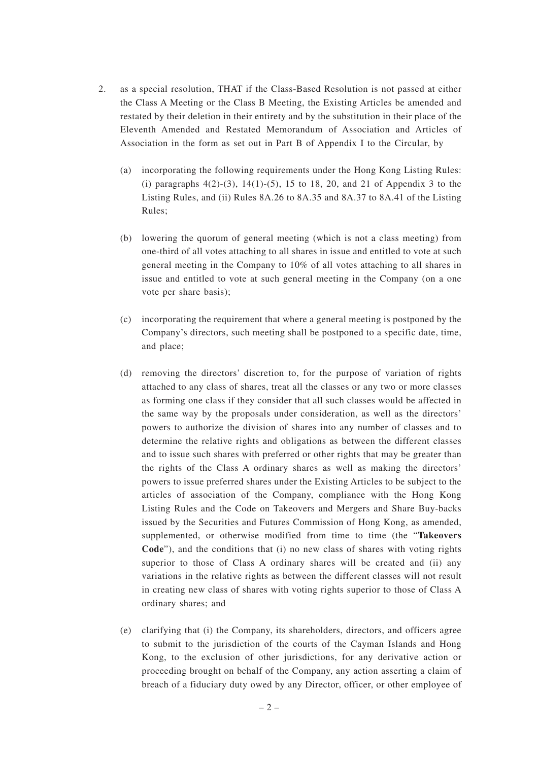2. as a special resolution, THAT if the Class-Based Resolution is not passed at either the Class A Meeting or the Class B Meeting, the Existing Articles be amended and restated by their deletion in their entirety and by the substitution in their place of the Eleventh Amended and Restated Memorandum of Association and Articles of Association in the form as set out in Part B of Appendix I to the Circular, by

   (a) incorporating the following requirements under the Hong Kong Listing Rules: (i) paragraphs 4(2)-(3), 14(1)-(5), 15 to 18, 20, and 21 of Appendix 3 to the Listing Rules, and (ii) Rules 8A.26 to 8A.35 and 8A.37 to 8A.41 of the Listing Rules;

   (b) lowering the quorum of general meeting (which is not a class meeting) from one-third of all votes attaching to all shares in issue and entitled to vote at such general meeting in the Company to 10% of all votes attaching to all shares in issue and entitled to vote at such general meeting in the Company (on a one vote per share basis);

   (c) incorporating the requirement that where a general meeting is postponed by the Company's directors, such meeting shall be postponed to a specific date, time, and place;

   (d) removing the directors' discretion to, for the purpose of variation of rights attached to any class of shares, treat all the classes or any two or more classes as forming one class if they consider that all such classes would be affected in the same way by the proposals under consideration, as well as the directors' powers to authorize the division of shares into any number of classes and to determine the relative rights and obligations as between the different classes and to issue such shares with preferred or other rights that may be greater than the rights of the Class A ordinary shares as well as making the directors' powers to issue preferred shares under the Existing Articles to be subject to the articles of association of the Company, compliance with the Hong Kong Listing Rules and the Code on Takeovers and Mergers and Share Buy-backs issued by the Securities and Futures Commission of Hong Kong, as amended, supplemented, or otherwise modified from time to time (the "**Takeovers Code**"), and the conditions that (i) no new class of shares with voting rights superior to those of Class A ordinary shares will be created and (ii) any variations in the relative rights as between the different classes will not result in creating new class of shares with voting rights superior to those of Class A ordinary shares; and

   (e) clarifying that (i) the Company, its shareholders, directors, and officers agree to submit to the jurisdiction of the courts of the Cayman Islands and Hong Kong, to the exclusion of other jurisdictions, for any derivative action or proceeding brought on behalf of the Company, any action asserting a claim of breach of a fiduciary duty owed by any Director, officer, or other employee of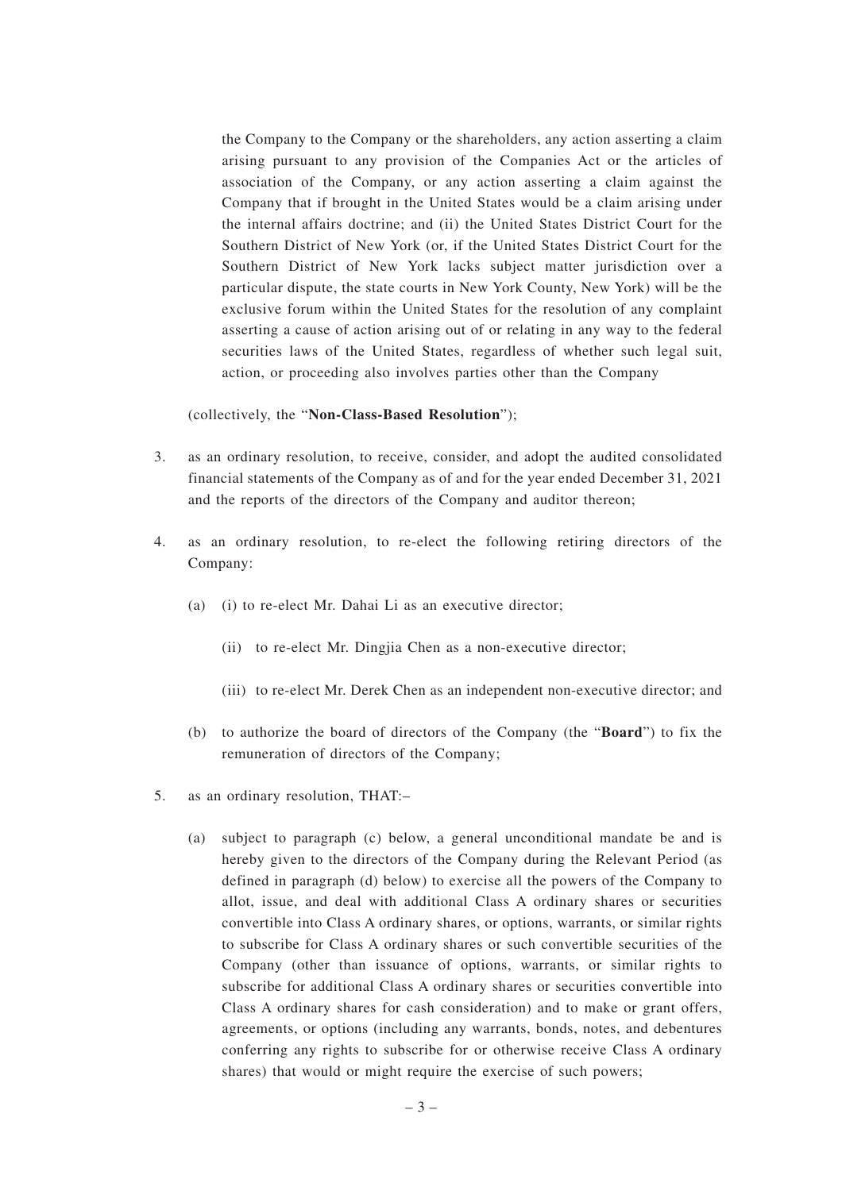the Company to the Company or the shareholders, any action asserting a claim arising pursuant to any provision of the Companies Act or the articles of association of the Company, or any action asserting a claim against the Company that if brought in the United States would be a claim arising under the internal affairs doctrine; and (ii) the United States District Court for the Southern District of New York (or, if the United States District Court for the Southern District of New York lacks subject matter jurisdiction over a particular dispute, the state courts in New York County, New York) will be the exclusive forum within the United States for the resolution of any complaint asserting a cause of action arising out of or relating in any way to the federal securities laws of the United States, regardless of whether such legal suit, action, or proceeding also involves parties other than the Company

(collectively, the "**Non-Class-Based Resolution**");

3. as an ordinary resolution, to receive, consider, and adopt the audited consolidated financial statements of the Company as of and for the year ended December 31, 2021 and the reports of the directors of the Company and auditor thereon;

4. as an ordinary resolution, to re-elect the following retiring directors of the Company:

   (a) (i) to re-elect Mr. Dahai Li as an executive director;

   (ii) to re-elect Mr. Dingjia Chen as a non-executive director;

   (iii) to re-elect Mr. Derek Chen as an independent non-executive director; and

   (b) to authorize the board of directors of the Company (the "**Board**") to fix the remuneration of directors of the Company;

5. as an ordinary resolution, THAT:–

   (a) subject to paragraph (c) below, a general unconditional mandate be and is hereby given to the directors of the Company during the Relevant Period (as defined in paragraph (d) below) to exercise all the powers of the Company to allot, issue, and deal with additional Class A ordinary shares or securities convertible into Class A ordinary shares, or options, warrants, or similar rights to subscribe for Class A ordinary shares or such convertible securities of the Company (other than issuance of options, warrants, or similar rights to subscribe for additional Class A ordinary shares or securities convertible into Class A ordinary shares for cash consideration) and to make or grant offers, agreements, or options (including any warrants, bonds, notes, and debentures conferring any rights to subscribe for or otherwise receive Class A ordinary shares) that would or might require the exercise of such powers;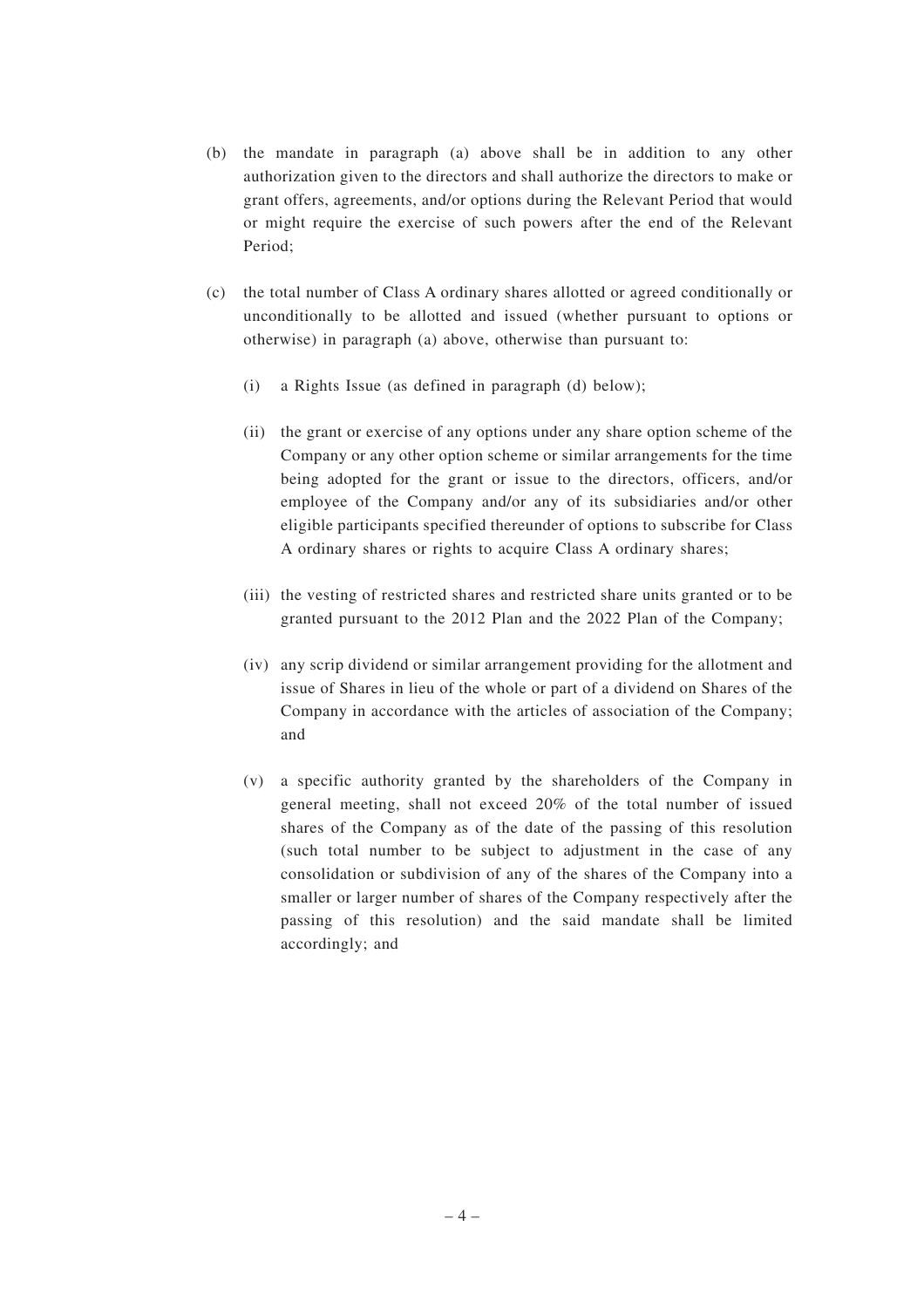(b) the mandate in paragraph (a) above shall be in addition to any other authorization given to the directors and shall authorize the directors to make or grant offers, agreements, and/or options during the Relevant Period that would or might require the exercise of such powers after the end of the Relevant Period;

(c) the total number of Class A ordinary shares allotted or agreed conditionally or unconditionally to be allotted and issued (whether pursuant to options or otherwise) in paragraph (a) above, otherwise than pursuant to:

   (i) a Rights Issue (as defined in paragraph (d) below);

   (ii) the grant or exercise of any options under any share option scheme of the Company or any other option scheme or similar arrangements for the time being adopted for the grant or issue to the directors, officers, and/or employee of the Company and/or any of its subsidiaries and/or other eligible participants specified thereunder of options to subscribe for Class A ordinary shares or rights to acquire Class A ordinary shares;

   (iii) the vesting of restricted shares and restricted share units granted or to be granted pursuant to the 2012 Plan and the 2022 Plan of the Company;

   (iv) any scrip dividend or similar arrangement providing for the allotment and issue of Shares in lieu of the whole or part of a dividend on Shares of the Company in accordance with the articles of association of the Company; and

   (v) a specific authority granted by the shareholders of the Company in general meeting, shall not exceed 20% of the total number of issued shares of the Company as of the date of the passing of this resolution (such total number to be subject to adjustment in the case of any consolidation or subdivision of any of the shares of the Company into a smaller or larger number of shares of the Company respectively after the passing of this resolution) and the said mandate shall be limited accordingly; and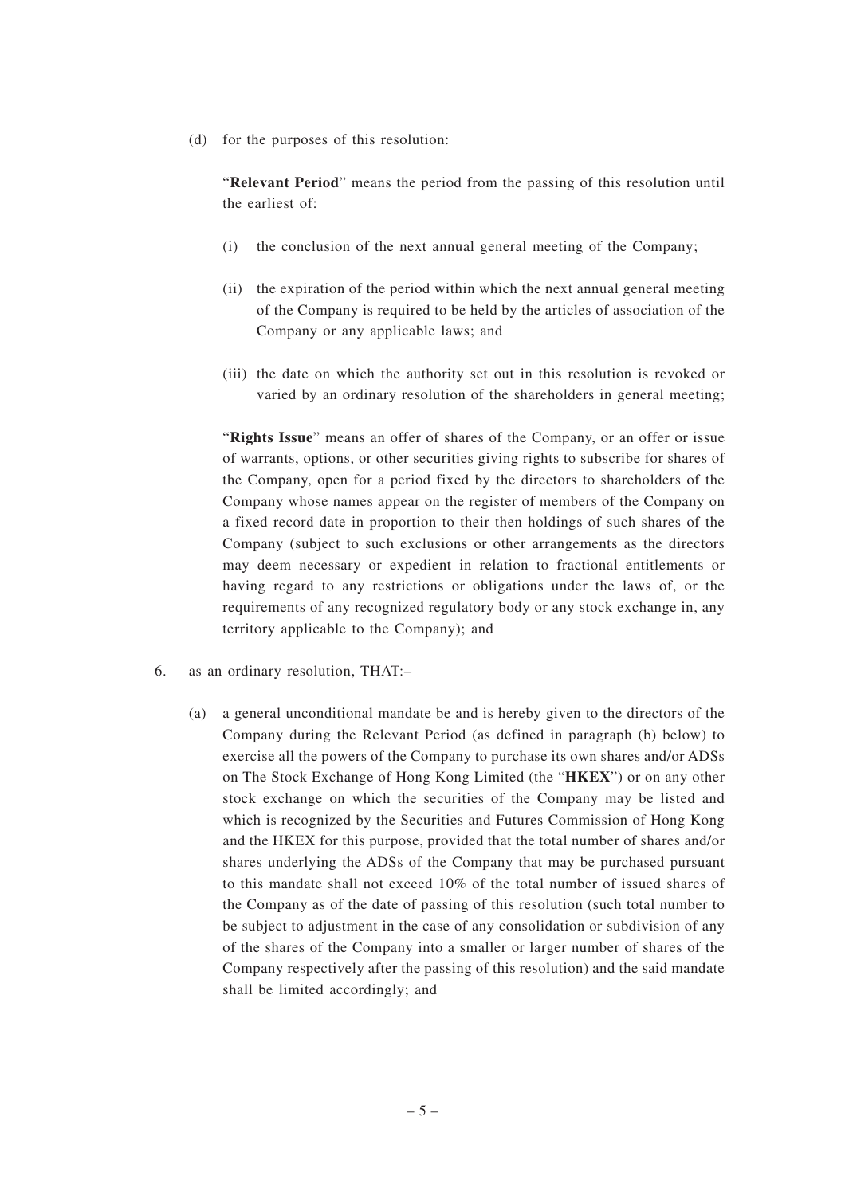(d) for the purposes of this resolution:

"**Relevant Period**" means the period from the passing of this resolution until the earliest of:

(i) the conclusion of the next annual general meeting of the Company;

(ii) the expiration of the period within which the next annual general meeting of the Company is required to be held by the articles of association of the Company or any applicable laws; and

(iii) the date on which the authority set out in this resolution is revoked or varied by an ordinary resolution of the shareholders in general meeting;

"**Rights Issue**" means an offer of shares of the Company, or an offer or issue of warrants, options, or other securities giving rights to subscribe for shares of the Company, open for a period fixed by the directors to shareholders of the Company whose names appear on the register of members of the Company on a fixed record date in proportion to their then holdings of such shares of the Company (subject to such exclusions or other arrangements as the directors may deem necessary or expedient in relation to fractional entitlements or having regard to any restrictions or obligations under the laws of, or the requirements of any recognized regulatory body or any stock exchange in, any territory applicable to the Company); and

6. as an ordinary resolution, THAT:–

(a) a general unconditional mandate be and is hereby given to the directors of the Company during the Relevant Period (as defined in paragraph (b) below) to exercise all the powers of the Company to purchase its own shares and/or ADSs on The Stock Exchange of Hong Kong Limited (the "**HKEX**") or on any other stock exchange on which the securities of the Company may be listed and which is recognized by the Securities and Futures Commission of Hong Kong and the HKEX for this purpose, provided that the total number of shares and/or shares underlying the ADSs of the Company that may be purchased pursuant to this mandate shall not exceed 10% of the total number of issued shares of the Company as of the date of passing of this resolution (such total number to be subject to adjustment in the case of any consolidation or subdivision of any of the shares of the Company into a smaller or larger number of shares of the Company respectively after the passing of this resolution) and the said mandate shall be limited accordingly; and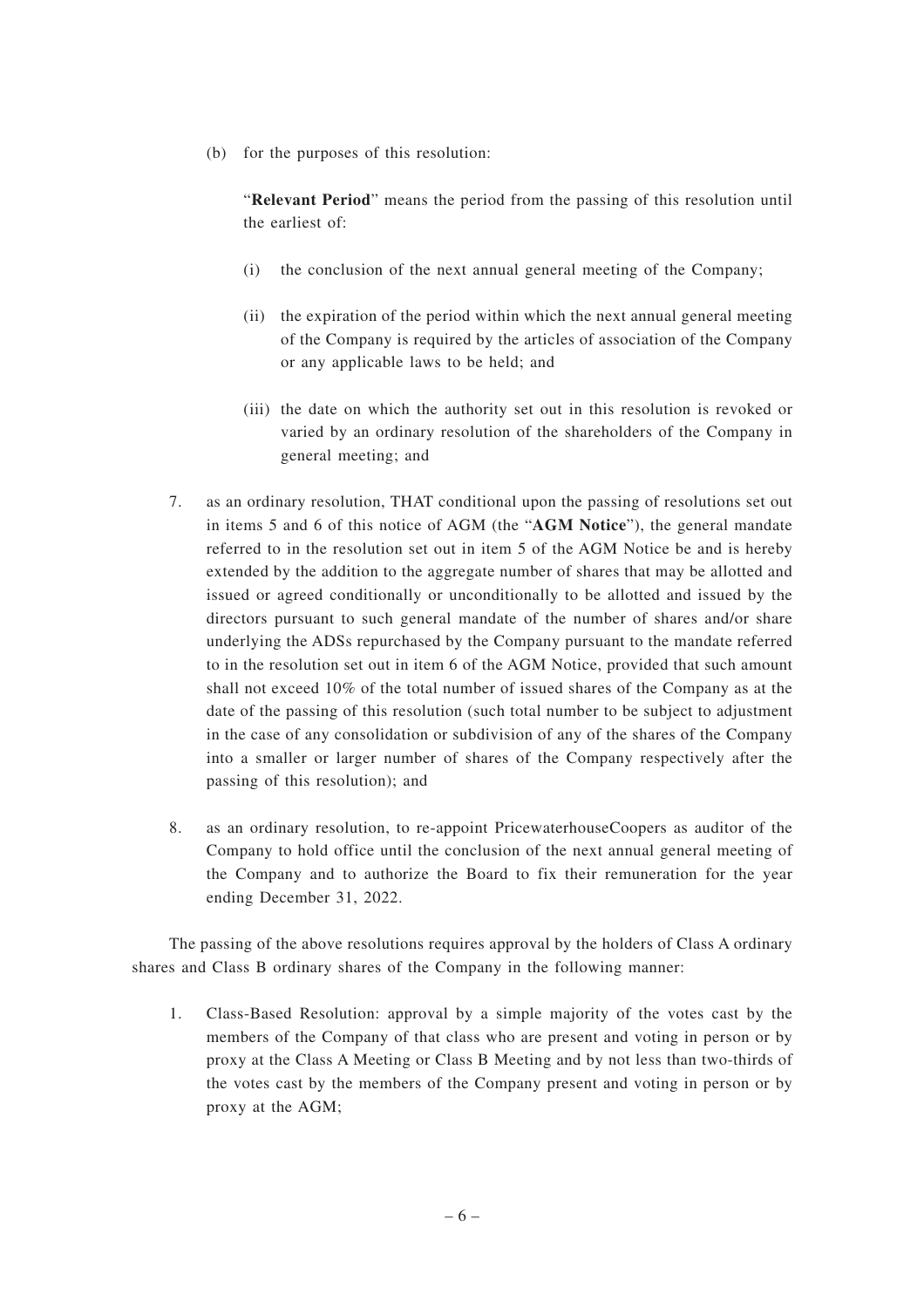(b) for the purposes of this resolution:

"**Relevant Period**" means the period from the passing of this resolution until the earliest of:

(i) the conclusion of the next annual general meeting of the Company;

(ii) the expiration of the period within which the next annual general meeting of the Company is required by the articles of association of the Company or any applicable laws to be held; and

(iii) the date on which the authority set out in this resolution is revoked or varied by an ordinary resolution of the shareholders of the Company in general meeting; and

7. as an ordinary resolution, THAT conditional upon the passing of resolutions set out in items 5 and 6 of this notice of AGM (the "**AGM Notice**"), the general mandate referred to in the resolution set out in item 5 of the AGM Notice be and is hereby extended by the addition to the aggregate number of shares that may be allotted and issued or agreed conditionally or unconditionally to be allotted and issued by the directors pursuant to such general mandate of the number of shares and/or share underlying the ADSs repurchased by the Company pursuant to the mandate referred to in the resolution set out in item 6 of the AGM Notice, provided that such amount shall not exceed 10% of the total number of issued shares of the Company as at the date of the passing of this resolution (such total number to be subject to adjustment in the case of any consolidation or subdivision of any of the shares of the Company into a smaller or larger number of shares of the Company respectively after the passing of this resolution); and

8. as an ordinary resolution, to re-appoint PricewaterhouseCoopers as auditor of the Company to hold office until the conclusion of the next annual general meeting of the Company and to authorize the Board to fix their remuneration for the year ending December 31, 2022.

The passing of the above resolutions requires approval by the holders of Class A ordinary shares and Class B ordinary shares of the Company in the following manner:

1. Class-Based Resolution: approval by a simple majority of the votes cast by the members of the Company of that class who are present and voting in person or by proxy at the Class A Meeting or Class B Meeting and by not less than two-thirds of the votes cast by the members of the Company present and voting in person or by proxy at the AGM;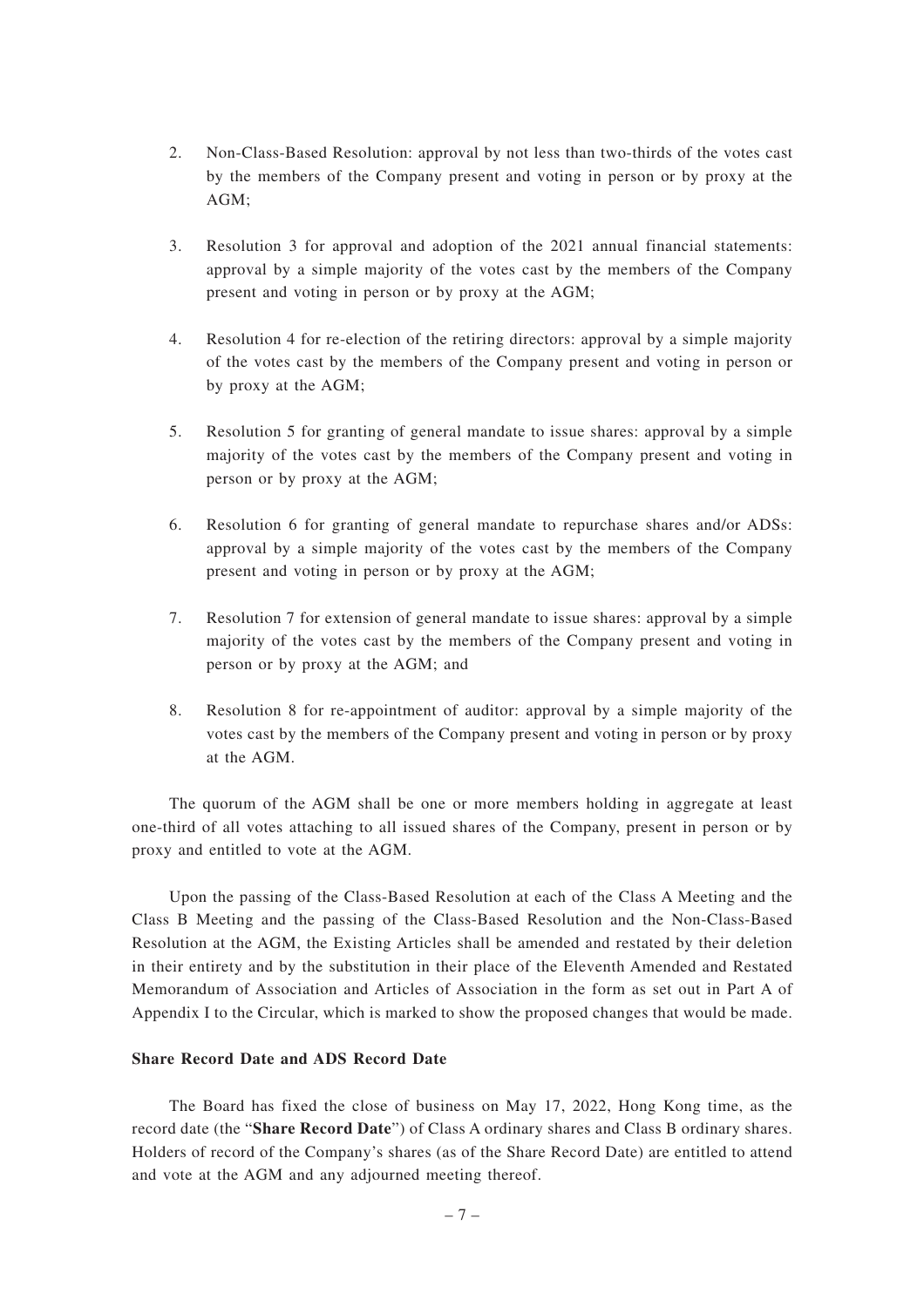2. Non-Class-Based Resolution: approval by not less than two-thirds of the votes cast by the members of the Company present and voting in person or by proxy at the AGM;

3. Resolution 3 for approval and adoption of the 2021 annual financial statements: approval by a simple majority of the votes cast by the members of the Company present and voting in person or by proxy at the AGM;

4. Resolution 4 for re-election of the retiring directors: approval by a simple majority of the votes cast by the members of the Company present and voting in person or by proxy at the AGM;

5. Resolution 5 for granting of general mandate to issue shares: approval by a simple majority of the votes cast by the members of the Company present and voting in person or by proxy at the AGM;

6. Resolution 6 for granting of general mandate to repurchase shares and/or ADSs: approval by a simple majority of the votes cast by the members of the Company present and voting in person or by proxy at the AGM;

7. Resolution 7 for extension of general mandate to issue shares: approval by a simple majority of the votes cast by the members of the Company present and voting in person or by proxy at the AGM; and

8. Resolution 8 for re-appointment of auditor: approval by a simple majority of the votes cast by the members of the Company present and voting in person or by proxy at the AGM.

The quorum of the AGM shall be one or more members holding in aggregate at least one-third of all votes attaching to all issued shares of the Company, present in person or by proxy and entitled to vote at the AGM.

Upon the passing of the Class-Based Resolution at each of the Class A Meeting and the Class B Meeting and the passing of the Class-Based Resolution and the Non-Class-Based Resolution at the AGM, the Existing Articles shall be amended and restated by their deletion in their entirety and by the substitution in their place of the Eleventh Amended and Restated Memorandum of Association and Articles of Association in the form as set out in Part A of Appendix I to the Circular, which is marked to show the proposed changes that would be made.

**Share Record Date and ADS Record Date**

The Board has fixed the close of business on May 17, 2022, Hong Kong time, as the record date (the "**Share Record Date**") of Class A ordinary shares and Class B ordinary shares. Holders of record of the Company's shares (as of the Share Record Date) are entitled to attend and vote at the AGM and any adjourned meeting thereof.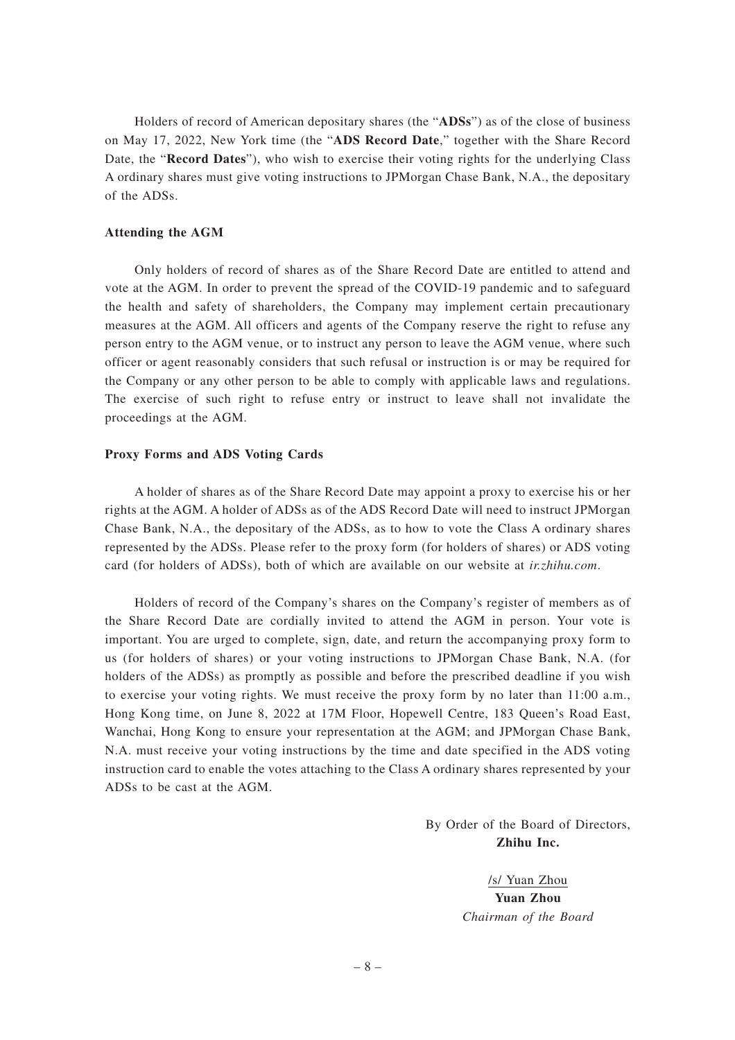Holders of record of American depositary shares (the "**ADSs**") as of the close of business on May 17, 2022, New York time (the "**ADS Record Date**," together with the Share Record Date, the "**Record Dates**"), who wish to exercise their voting rights for the underlying Class A ordinary shares must give voting instructions to JPMorgan Chase Bank, N.A., the depositary of the ADSs.

**Attending the AGM**

Only holders of record of shares as of the Share Record Date are entitled to attend and vote at the AGM. In order to prevent the spread of the COVID-19 pandemic and to safeguard the health and safety of shareholders, the Company may implement certain precautionary measures at the AGM. All officers and agents of the Company reserve the right to refuse any person entry to the AGM venue, or to instruct any person to leave the AGM venue, where such officer or agent reasonably considers that such refusal or instruction is or may be required for the Company or any other person to be able to comply with applicable laws and regulations. The exercise of such right to refuse entry or instruct to leave shall not invalidate the proceedings at the AGM.

**Proxy Forms and ADS Voting Cards**

A holder of shares as of the Share Record Date may appoint a proxy to exercise his or her rights at the AGM. A holder of ADSs as of the ADS Record Date will need to instruct JPMorgan Chase Bank, N.A., the depositary of the ADSs, as to how to vote the Class A ordinary shares represented by the ADSs. Please refer to the proxy form (for holders of shares) or ADS voting card (for holders of ADSs), both of which are available on our website at *ir.zhihu.com*.

Holders of record of the Company's shares on the Company's register of members as of the Share Record Date are cordially invited to attend the AGM in person. Your vote is important. You are urged to complete, sign, date, and return the accompanying proxy form to us (for holders of shares) or your voting instructions to JPMorgan Chase Bank, N.A. (for holders of the ADSs) as promptly as possible and before the prescribed deadline if you wish to exercise your voting rights. We must receive the proxy form by no later than 11:00 a.m., Hong Kong time, on June 8, 2022 at 17M Floor, Hopewell Centre, 183 Queen's Road East, Wanchai, Hong Kong to ensure your representation at the AGM; and JPMorgan Chase Bank, N.A. must receive your voting instructions by the time and date specified in the ADS voting instruction card to enable the votes attaching to the Class A ordinary shares represented by your ADSs to be cast at the AGM.

By Order of the Board of Directors,
**Zhihu Inc.**

/s/ Yuan Zhou
**Yuan Zhou**
*Chairman of the Board*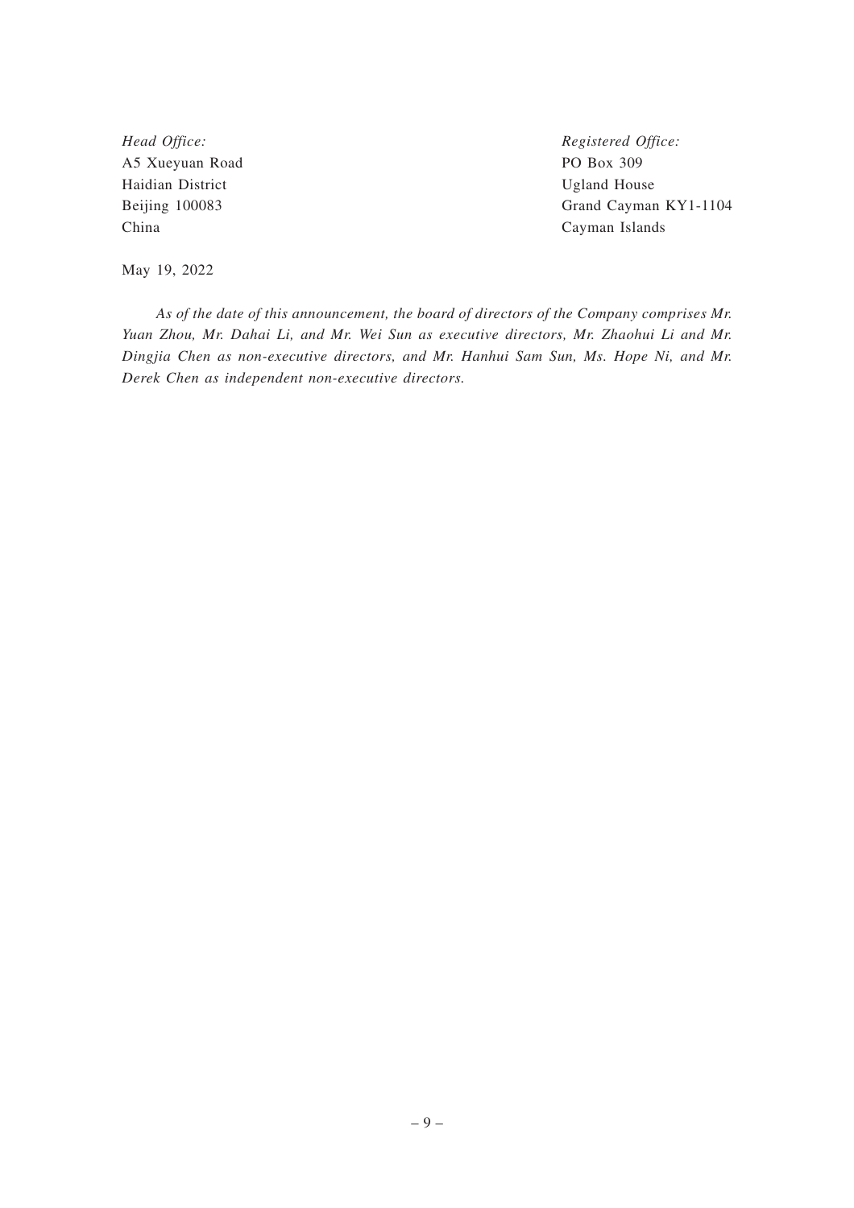*Head Office:*
A5 Xueyuan Road
Haidian District
Beijing 100083
China

*Registered Office:*
PO Box 309
Ugland House
Grand Cayman KY1-1104
Cayman Islands

May 19, 2022

*As of the date of this announcement, the board of directors of the Company comprises Mr. Yuan Zhou, Mr. Dahai Li, and Mr. Wei Sun as executive directors, Mr. Zhaohui Li and Mr. Dingjia Chen as non-executive directors, and Mr. Hanhui Sam Sun, Ms. Hope Ni, and Mr. Derek Chen as independent non-executive directors.*